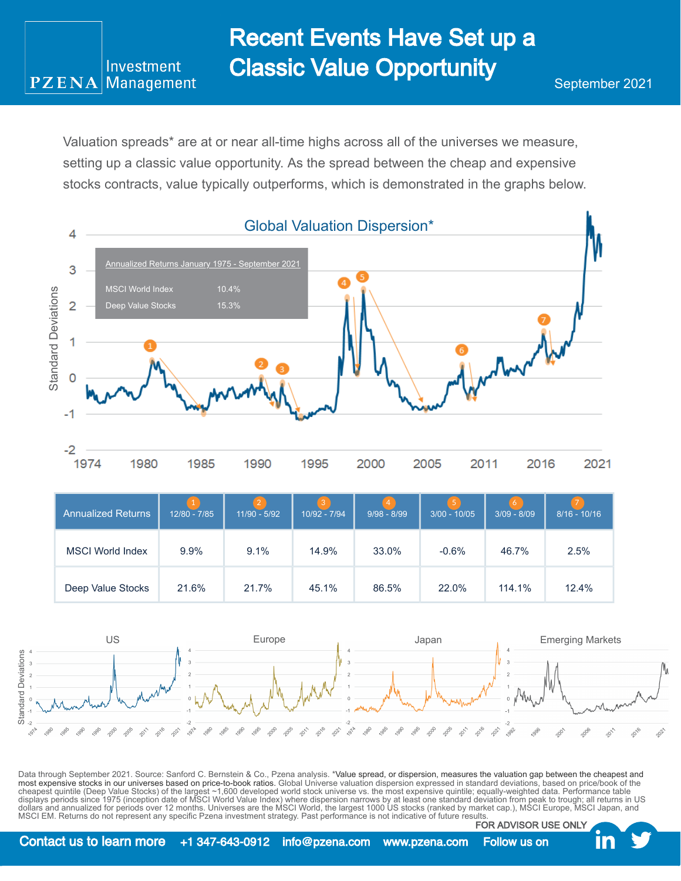PZENA Investment Management

# Recent Events Have Set up a Classic Value Opportunity

September 2021

Valuation spreads* are at or near all-time highs across all of the universes we measure, setting up a classic value opportunity. As the spread between the cheap and expensive stocks contracts, value typically outperforms, which is demonstrated in the graphs below.

## Global Valuation Dispersion*

| Annualized Returns January 1975 - September 2021 | |
|---|---|
| MSCI World Index | 10.4% |
| Deep Value Stocks | 15.3% |

| Annualized Returns | 1: 12/80 - 7/85 | 2: 11/90 - 5/92 | 3: 10/92 - 7/94 | 4: 9/98 - 8/99 | 5: 3/00 - 10/05 | 6: 3/09 - 8/09 | 7: 8/16 - 10/16 |
|---|---|---|---|---|---|---|---|
| MSCI World Index | 9.9% | 9.1% | 14.9% | 33.0% | -0.6% | 46.7% | 2.5% |
| Deep Value Stocks | 21.6% | 21.7% | 45.1% | 86.5% | 22.0% | 114.1% | 12.4% |

US | Europe | Japan | Emerging Markets

Data through September 2021. Source: Sanford C. Bernstein & Co., Pzena analysis. *Value spread, or dispersion, measures the valuation gap between the cheapest and most expensive stocks in our universes based on price-to-book ratios. Global Universe valuation dispersion expressed in standard deviations, based on price/book of the cheapest quintile (Deep Value Stocks) of the largest ~1,600 developed world stock universe vs. the most expensive quintile; equally-weighted data. Performance table displays periods since 1975 (inception date of MSCI World Value Index) where dispersion narrows by at least one standard deviation from peak to trough; all returns in US dollars and annualized for periods over 12 months. Universes are the MSCI World, the largest 1000 US stocks (ranked by market cap.), MSCI Europe, MSCI Japan, and MSCI EM. Returns do not represent any specific Pzena investment strategy. Past performance is not indicative of future results.

FOR ADVISOR USE ONLY

Contact us to learn more +1 347-643-0912 info@pzena.com www.pzena.com Follow us on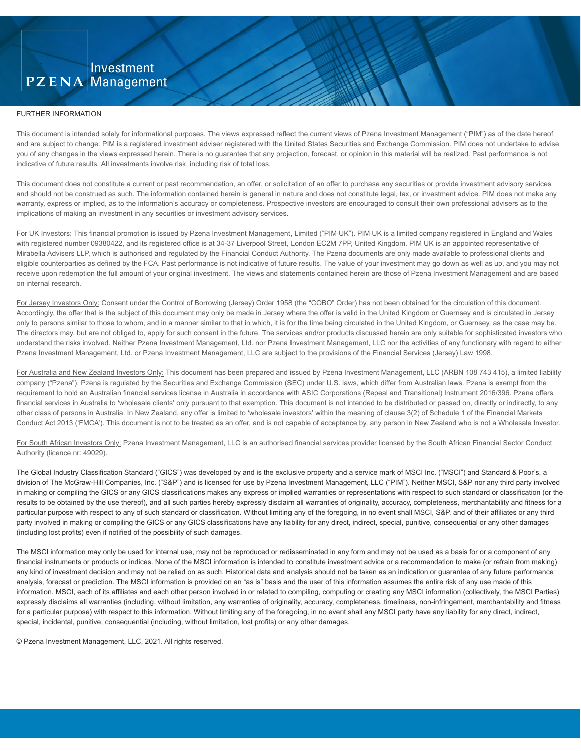Investment
PZENA Management

FURTHER INFORMATION

This document is intended solely for informational purposes. The views expressed reflect the current views of Pzena Investment Management ("PIM") as of the date hereof and are subject to change. PIM is a registered investment adviser registered with the United States Securities and Exchange Commission. PIM does not undertake to advise you of any changes in the views expressed herein. There is no guarantee that any projection, forecast, or opinion in this material will be realized. Past performance is not indicative of future results. All investments involve risk, including risk of total loss.

This document does not constitute a current or past recommendation, an offer, or solicitation of an offer to purchase any securities or provide investment advisory services and should not be construed as such. The information contained herein is general in nature and does not constitute legal, tax, or investment advice. PIM does not make any warranty, express or implied, as to the information's accuracy or completeness. Prospective investors are encouraged to consult their own professional advisers as to the implications of making an investment in any securities or investment advisory services.

For UK Investors: This financial promotion is issued by Pzena Investment Management, Limited ("PIM UK"). PIM UK is a limited company registered in England and Wales with registered number 09380422, and its registered office is at 34-37 Liverpool Street, London EC2M 7PP, United Kingdom. PIM UK is an appointed representative of Mirabella Advisers LLP, which is authorised and regulated by the Financial Conduct Authority. The Pzena documents are only made available to professional clients and eligible counterparties as defined by the FCA. Past performance is not indicative of future results. The value of your investment may go down as well as up, and you may not receive upon redemption the full amount of your original investment. The views and statements contained herein are those of Pzena Investment Management and are based on internal research.

For Jersey Investors Only: Consent under the Control of Borrowing (Jersey) Order 1958 (the "COBO" Order) has not been obtained for the circulation of this document. Accordingly, the offer that is the subject of this document may only be made in Jersey where the offer is valid in the United Kingdom or Guernsey and is circulated in Jersey only to persons similar to those to whom, and in a manner similar to that in which, it is for the time being circulated in the United Kingdom, or Guernsey, as the case may be. The directors may, but are not obliged to, apply for such consent in the future. The services and/or products discussed herein are only suitable for sophisticated investors who understand the risks involved. Neither Pzena Investment Management, Ltd. nor Pzena Investment Management, LLC nor the activities of any functionary with regard to either Pzena Investment Management, Ltd. or Pzena Investment Management, LLC are subject to the provisions of the Financial Services (Jersey) Law 1998.

For Australia and New Zealand Investors Only: This document has been prepared and issued by Pzena Investment Management, LLC (ARBN 108 743 415), a limited liability company ("Pzena"). Pzena is regulated by the Securities and Exchange Commission (SEC) under U.S. laws, which differ from Australian laws. Pzena is exempt from the requirement to hold an Australian financial services license in Australia in accordance with ASIC Corporations (Repeal and Transitional) Instrument 2016/396. Pzena offers financial services in Australia to 'wholesale clients' only pursuant to that exemption. This document is not intended to be distributed or passed on, directly or indirectly, to any other class of persons in Australia. In New Zealand, any offer is limited to 'wholesale investors' within the meaning of clause 3(2) of Schedule 1 of the Financial Markets Conduct Act 2013 ('FMCA'). This document is not to be treated as an offer, and is not capable of acceptance by, any person in New Zealand who is not a Wholesale Investor.

For South African Investors Only: Pzena Investment Management, LLC is an authorised financial services provider licensed by the South African Financial Sector Conduct Authority (licence nr: 49029).

The Global Industry Classification Standard ("GICS") was developed by and is the exclusive property and a service mark of MSCI Inc. ("MSCI") and Standard & Poor's, a division of The McGraw-Hill Companies, Inc. ("S&P") and is licensed for use by Pzena Investment Management, LLC ("PIM"). Neither MSCI, S&P nor any third party involved in making or compiling the GICS or any GICS classifications makes any express or implied warranties or representations with respect to such standard or classification (or the results to be obtained by the use thereof), and all such parties hereby expressly disclaim all warranties of originality, accuracy, completeness, merchantability and fitness for a particular purpose with respect to any of such standard or classification. Without limiting any of the foregoing, in no event shall MSCI, S&P, and of their affiliates or any third party involved in making or compiling the GICS or any GICS classifications have any liability for any direct, indirect, special, punitive, consequential or any other damages (including lost profits) even if notified of the possibility of such damages.

The MSCI information may only be used for internal use, may not be reproduced or redisseminated in any form and may not be used as a basis for or a component of any financial instruments or products or indices. None of the MSCI information is intended to constitute investment advice or a recommendation to make (or refrain from making) any kind of investment decision and may not be relied on as such. Historical data and analysis should not be taken as an indication or guarantee of any future performance analysis, forecast or prediction. The MSCI information is provided on an "as is" basis and the user of this information assumes the entire risk of any use made of this information. MSCI, each of its affiliates and each other person involved in or related to compiling, computing or creating any MSCI information (collectively, the MSCI Parties) expressly disclaims all warranties (including, without limitation, any warranties of originality, accuracy, completeness, timeliness, non-infringement, merchantability and fitness for a particular purpose) with respect to this information. Without limiting any of the foregoing, in no event shall any MSCI party have any liability for any direct, indirect, special, incidental, punitive, consequential (including, without limitation, lost profits) or any other damages.

© Pzena Investment Management, LLC, 2021. All rights reserved.